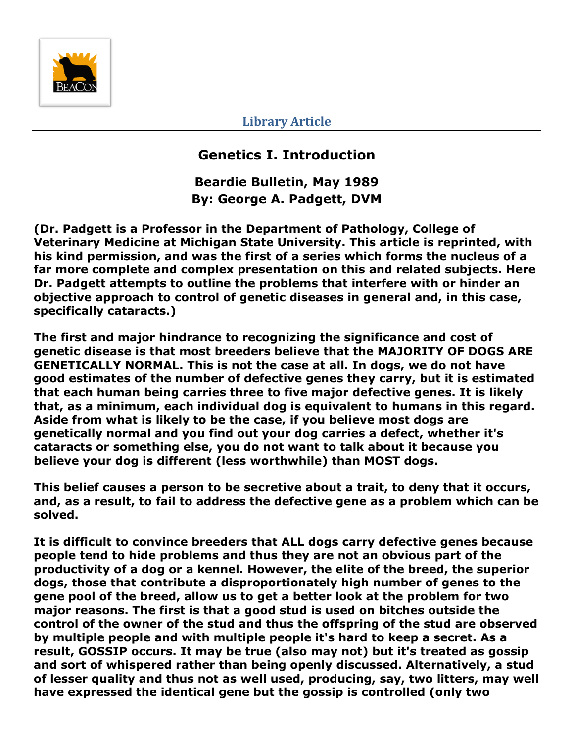**Library Article**

# Genetics I. Introduction

## Beardie Bulletin, May 1989
## By: George A. Padgett, DVM

**(Dr. Padgett is a Professor in the Department of Pathology, College of Veterinary Medicine at Michigan State University. This article is reprinted, with his kind permission, and was the first of a series which forms the nucleus of a far more complete and complex presentation on this and related subjects. Here Dr. Padgett attempts to outline the problems that interfere with or hinder an objective approach to control of genetic diseases in general and, in this case, specifically cataracts.)**

**The first and major hindrance to recognizing the significance and cost of genetic disease is that most breeders believe that the MAJORITY OF DOGS ARE GENETICALLY NORMAL. This is not the case at all. In dogs, we do not have good estimates of the number of defective genes they carry, but it is estimated that each human being carries three to five major defective genes. It is likely that, as a minimum, each individual dog is equivalent to humans in this regard. Aside from what is likely to be the case, if you believe most dogs are genetically normal and you find out your dog carries a defect, whether it's cataracts or something else, you do not want to talk about it because you believe your dog is different (less worthwhile) than MOST dogs.**

**This belief causes a person to be secretive about a trait, to deny that it occurs, and, as a result, to fail to address the defective gene as a problem which can be solved.**

**It is difficult to convince breeders that ALL dogs carry defective genes because people tend to hide problems and thus they are not an obvious part of the productivity of a dog or a kennel. However, the elite of the breed, the superior dogs, those that contribute a disproportionately high number of genes to the gene pool of the breed, allow us to get a better look at the problem for two major reasons. The first is that a good stud is used on bitches outside the control of the owner of the stud and thus the offspring of the stud are observed by multiple people and with multiple people it's hard to keep a secret. As a result, GOSSIP occurs. It may be true (also may not) but it's treated as gossip and sort of whispered rather than being openly discussed. Alternatively, a stud of lesser quality and thus not as well used, producing, say, two litters, may well have expressed the identical gene but the gossip is controlled (only two**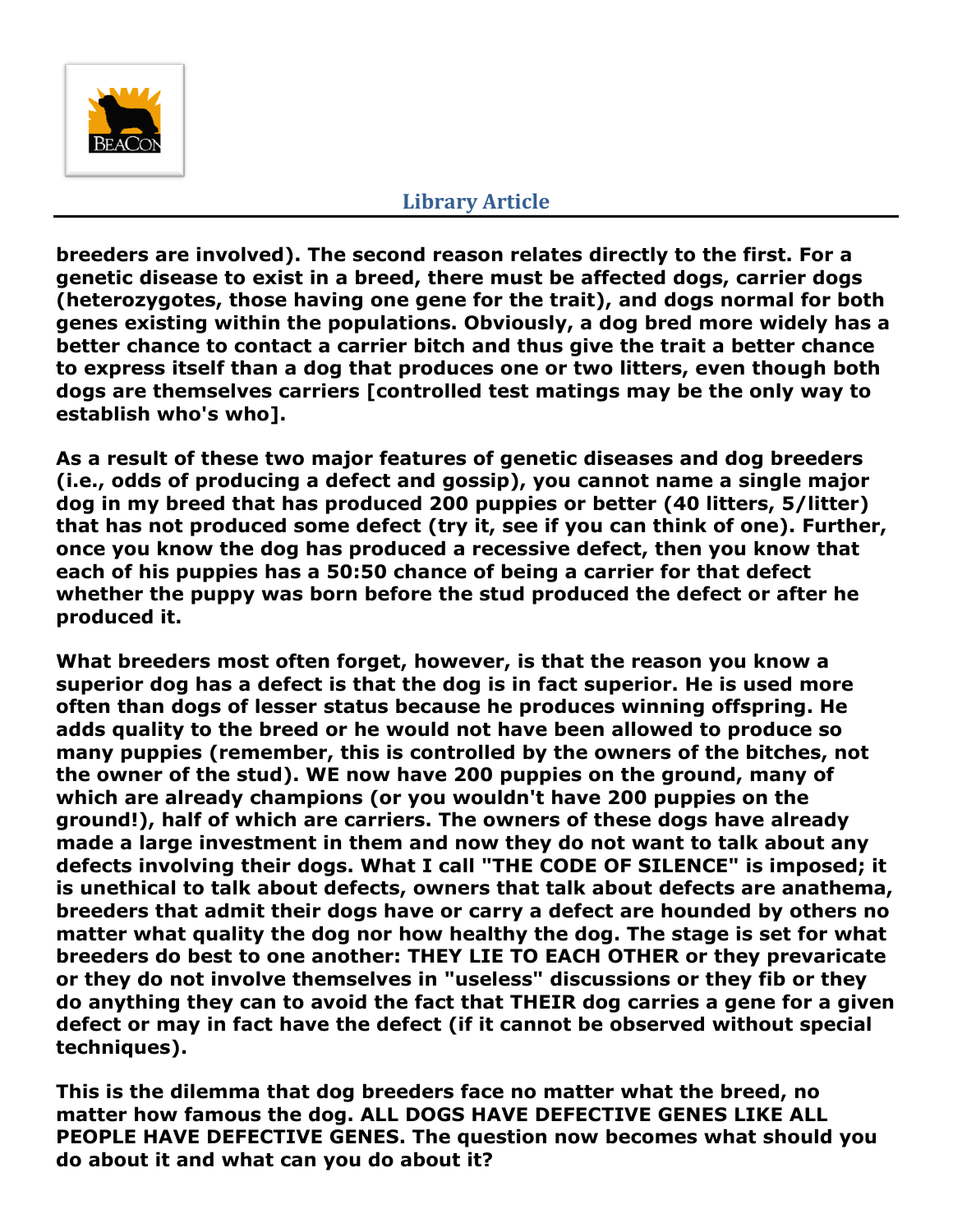**breeders are involved). The second reason relates directly to the first. For a genetic disease to exist in a breed, there must be affected dogs, carrier dogs (heterozygotes, those having one gene for the trait), and dogs normal for both genes existing within the populations. Obviously, a dog bred more widely has a better chance to contact a carrier bitch and thus give the trait a better chance to express itself than a dog that produces one or two litters, even though both dogs are themselves carriers [controlled test matings may be the only way to establish who's who].**

**As a result of these two major features of genetic diseases and dog breeders (i.e., odds of producing a defect and gossip), you cannot name a single major dog in my breed that has produced 200 puppies or better (40 litters, 5/litter) that has not produced some defect (try it, see if you can think of one). Further, once you know the dog has produced a recessive defect, then you know that each of his puppies has a 50:50 chance of being a carrier for that defect whether the puppy was born before the stud produced the defect or after he produced it.**

**What breeders most often forget, however, is that the reason you know a superior dog has a defect is that the dog is in fact superior. He is used more often than dogs of lesser status because he produces winning offspring. He adds quality to the breed or he would not have been allowed to produce so many puppies (remember, this is controlled by the owners of the bitches, not the owner of the stud). WE now have 200 puppies on the ground, many of which are already champions (or you wouldn't have 200 puppies on the ground!), half of which are carriers. The owners of these dogs have already made a large investment in them and now they do not want to talk about any defects involving their dogs. What I call "THE CODE OF SILENCE" is imposed; it is unethical to talk about defects, owners that talk about defects are anathema, breeders that admit their dogs have or carry a defect are hounded by others no matter what quality the dog nor how healthy the dog. The stage is set for what breeders do best to one another: THEY LIE TO EACH OTHER or they prevaricate or they do not involve themselves in "useless" discussions or they fib or they do anything they can to avoid the fact that THEIR dog carries a gene for a given defect or may in fact have the defect (if it cannot be observed without special techniques).**

**This is the dilemma that dog breeders face no matter what the breed, no matter how famous the dog. ALL DOGS HAVE DEFECTIVE GENES LIKE ALL PEOPLE HAVE DEFECTIVE GENES. The question now becomes what should you do about it and what can you do about it?**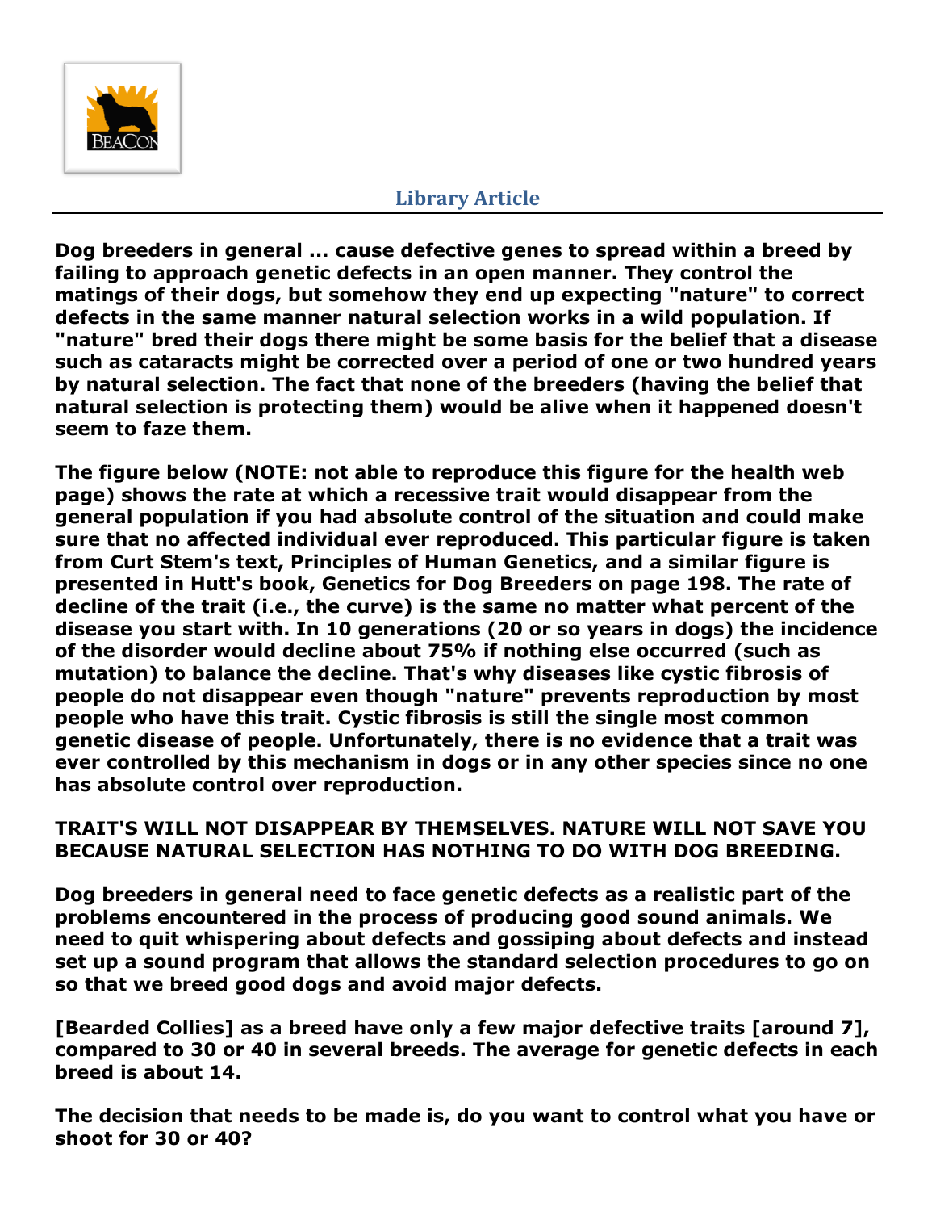**Library Article**

**Dog breeders in general ... cause defective genes to spread within a breed by failing to approach genetic defects in an open manner. They control the matings of their dogs, but somehow they end up expecting "nature" to correct defects in the same manner natural selection works in a wild population. If "nature" bred their dogs there might be some basis for the belief that a disease such as cataracts might be corrected over a period of one or two hundred years by natural selection. The fact that none of the breeders (having the belief that natural selection is protecting them) would be alive when it happened doesn't seem to faze them.**

**The figure below (NOTE: not able to reproduce this figure for the health web page) shows the rate at which a recessive trait would disappear from the general population if you had absolute control of the situation and could make sure that no affected individual ever reproduced. This particular figure is taken from Curt Stem's text, Principles of Human Genetics, and a similar figure is presented in Hutt's book, Genetics for Dog Breeders on page 198. The rate of decline of the trait (i.e., the curve) is the same no matter what percent of the disease you start with. In 10 generations (20 or so years in dogs) the incidence of the disorder would decline about 75% if nothing else occurred (such as mutation) to balance the decline. That's why diseases like cystic fibrosis of people do not disappear even though "nature" prevents reproduction by most people who have this trait. Cystic fibrosis is still the single most common genetic disease of people. Unfortunately, there is no evidence that a trait was ever controlled by this mechanism in dogs or in any other species since no one has absolute control over reproduction.**

**TRAIT'S WILL NOT DISAPPEAR BY THEMSELVES. NATURE WILL NOT SAVE YOU BECAUSE NATURAL SELECTION HAS NOTHING TO DO WITH DOG BREEDING.**

**Dog breeders in general need to face genetic defects as a realistic part of the problems encountered in the process of producing good sound animals. We need to quit whispering about defects and gossiping about defects and instead set up a sound program that allows the standard selection procedures to go on so that we breed good dogs and avoid major defects.**

**[Bearded Collies] as a breed have only a few major defective traits [around 7], compared to 30 or 40 in several breeds. The average for genetic defects in each breed is about 14.**

**The decision that needs to be made is, do you want to control what you have or shoot for 30 or 40?**